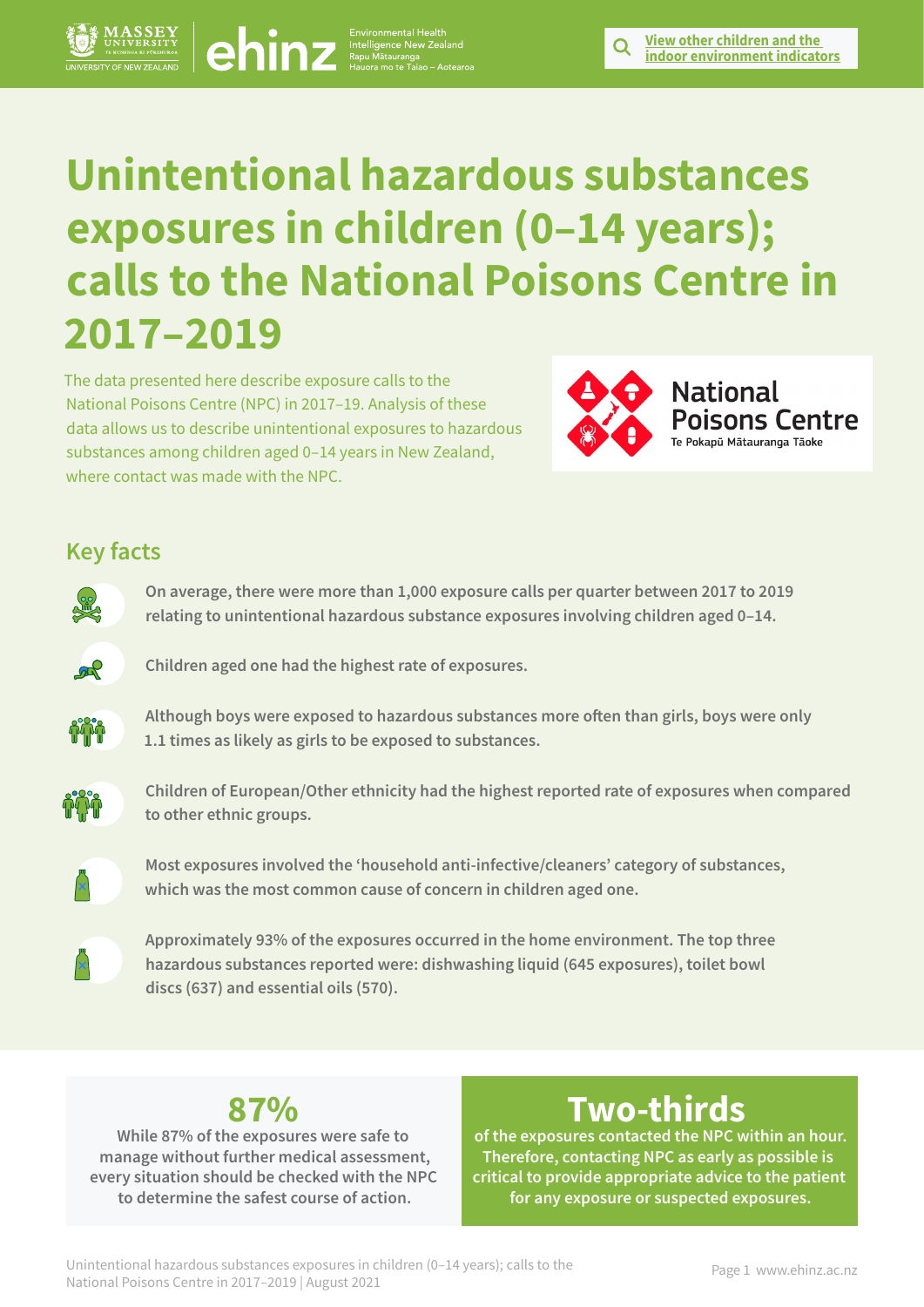[View other children and the indoor environment indicators]

# Unintentional hazardous substances exposures in children (0–14 years); calls to the National Poisons Centre in 2017–2019

The data presented here describe exposure calls to the National Poisons Centre (NPC) in 2017–19. Analysis of these data allows us to describe unintentional exposures to hazardous substances among children aged 0–14 years in New Zealand, where contact was made with the NPC.

National Poisons Centre
Te Pokapū Mātauranga Tāoke

## Key facts

- **On average, there were more than 1,000 exposure calls per quarter between 2017 to 2019 relating to unintentional hazardous substance exposures involving children aged 0–14.**
- **Children aged one had the highest rate of exposures.**
- **Although boys were exposed to hazardous substances more often than girls, boys were only 1.1 times as likely as girls to be exposed to substances.**
- **Children of European/Other ethnicity had the highest reported rate of exposures when compared to other ethnic groups.**
- **Most exposures involved the 'household anti-infective/cleaners' category of substances, which was the most common cause of concern in children aged one.**
- **Approximately 93% of the exposures occurred in the home environment. The top three hazardous substances reported were: dishwashing liquid (645 exposures), toilet bowl discs (637) and essential oils (570).**

## 87%

**While 87% of the exposures were safe to manage without further medical assessment, every situation should be checked with the NPC to determine the safest course of action.**

## Two-thirds

**of the exposures contacted the NPC within an hour. Therefore, contacting NPC as early as possible is critical to provide appropriate advice to the patient for any exposure or suspected exposures.**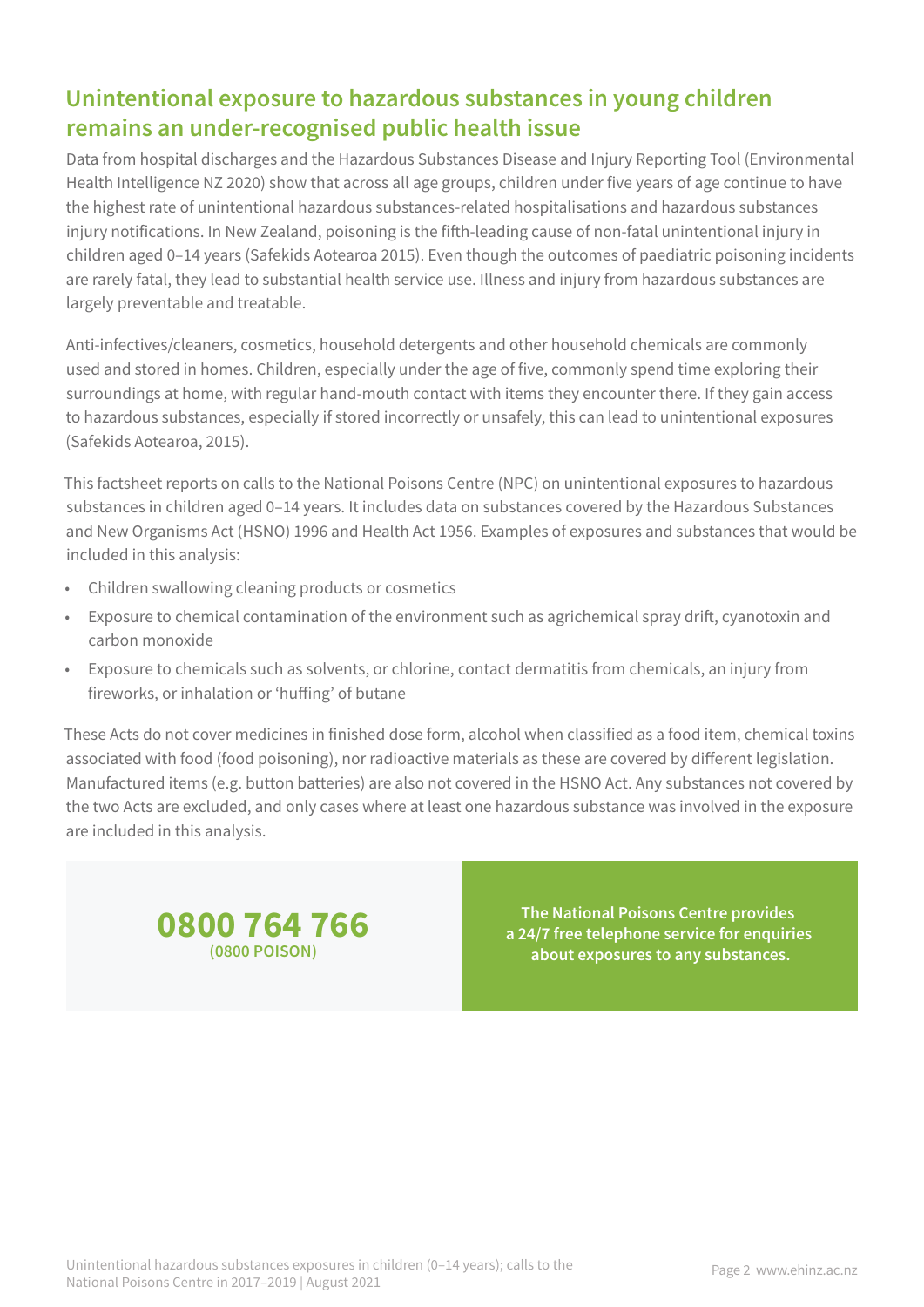## Unintentional exposure to hazardous substances in young children remains an under-recognised public health issue

Data from hospital discharges and the Hazardous Substances Disease and Injury Reporting Tool (Environmental Health Intelligence NZ 2020) show that across all age groups, children under five years of age continue to have the highest rate of unintentional hazardous substances-related hospitalisations and hazardous substances injury notifications. In New Zealand, poisoning is the fifth-leading cause of non-fatal unintentional injury in children aged 0–14 years (Safekids Aotearoa 2015). Even though the outcomes of paediatric poisoning incidents are rarely fatal, they lead to substantial health service use. Illness and injury from hazardous substances are largely preventable and treatable.

Anti-infectives/cleaners, cosmetics, household detergents and other household chemicals are commonly used and stored in homes. Children, especially under the age of five, commonly spend time exploring their surroundings at home, with regular hand-mouth contact with items they encounter there. If they gain access to hazardous substances, especially if stored incorrectly or unsafely, this can lead to unintentional exposures (Safekids Aotearoa, 2015).

This factsheet reports on calls to the National Poisons Centre (NPC) on unintentional exposures to hazardous substances in children aged 0–14 years. It includes data on substances covered by the Hazardous Substances and New Organisms Act (HSNO) 1996 and Health Act 1956. Examples of exposures and substances that would be included in this analysis:

- Children swallowing cleaning products or cosmetics
- Exposure to chemical contamination of the environment such as agrichemical spray drift, cyanotoxin and carbon monoxide
- Exposure to chemicals such as solvents, or chlorine, contact dermatitis from chemicals, an injury from fireworks, or inhalation or 'huffing' of butane

These Acts do not cover medicines in finished dose form, alcohol when classified as a food item, chemical toxins associated with food (food poisoning), nor radioactive materials as these are covered by different legislation. Manufactured items (e.g. button batteries) are also not covered in the HSNO Act. Any substances not covered by the two Acts are excluded, and only cases where at least one hazardous substance was involved in the exposure are included in this analysis.

**0800 764 766**
**(0800 POISON)**

**The National Poisons Centre provides a 24/7 free telephone service for enquiries about exposures to any substances.**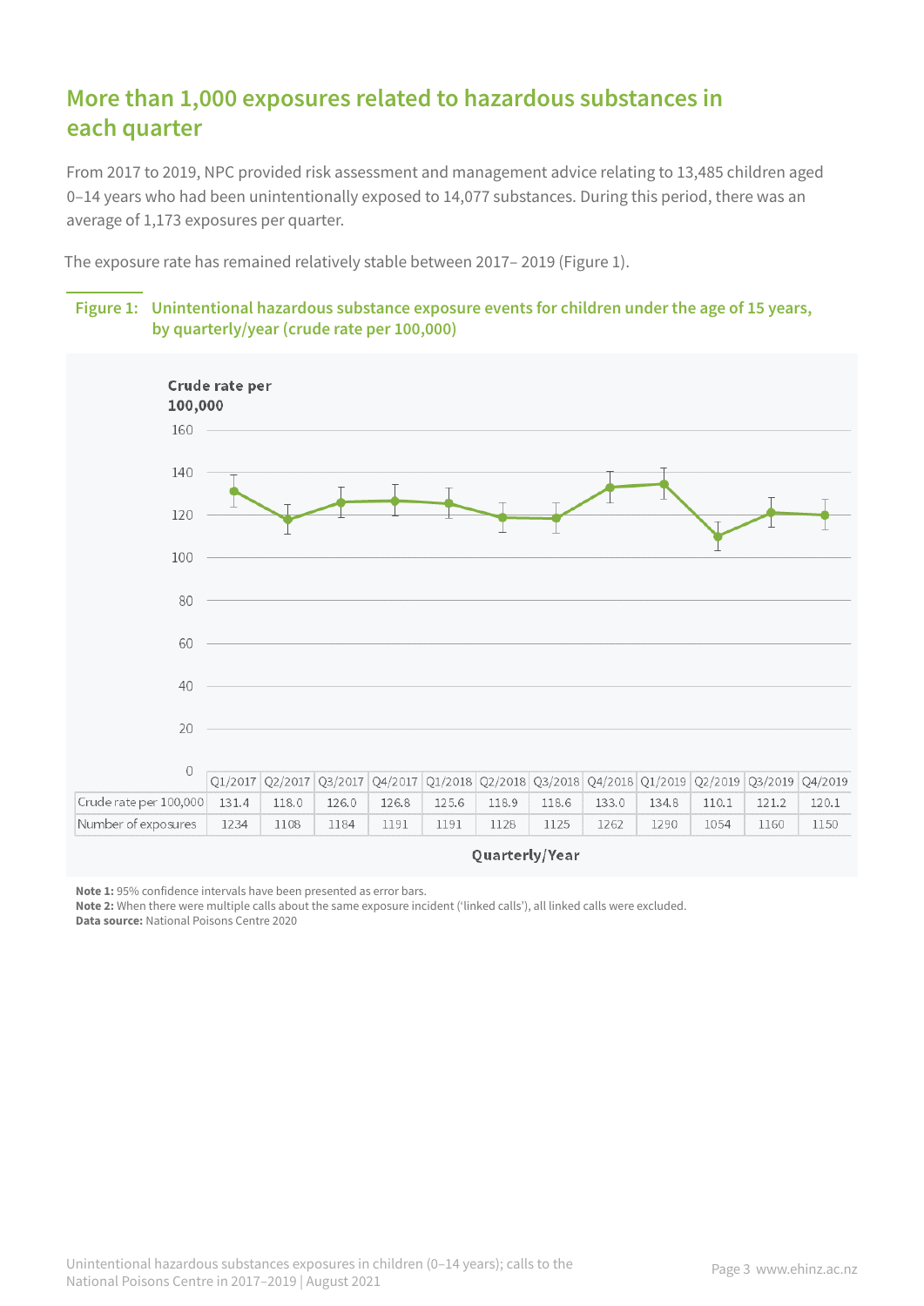## More than 1,000 exposures related to hazardous substances in each quarter

From 2017 to 2019, NPC provided risk assessment and management advice relating to 13,485 children aged 0–14 years who had been unintentionally exposed to 14,077 substances. During this period, there was an average of 1,173 exposures per quarter.

The exposure rate has remained relatively stable between 2017– 2019 (Figure 1).

**Figure 1: Unintentional hazardous substance exposure events for children under the age of 15 years, by quarterly/year (crude rate per 100,000)**

| | Q1/2017 | Q2/2017 | Q3/2017 | Q4/2017 | Q1/2018 | Q2/2018 | Q3/2018 | Q4/2018 | Q1/2019 | Q2/2019 | Q3/2019 | Q4/2019 |
|---|---|---|---|---|---|---|---|---|---|---|---|---|
| Crude rate per 100,000 | 131.4 | 118.0 | 126.0 | 126.8 | 125.6 | 118.9 | 118.6 | 133.0 | 134.8 | 110.1 | 121.2 | 120.1 |
| Number of exposures | 1234 | 1108 | 1184 | 1191 | 1191 | 1128 | 1125 | 1262 | 1290 | 1054 | 1160 | 1150 |

**Note 1:** 95% confidence intervals have been presented as error bars.
**Note 2:** When there were multiple calls about the same exposure incident ('linked calls'), all linked calls were excluded.
**Data source:** National Poisons Centre 2020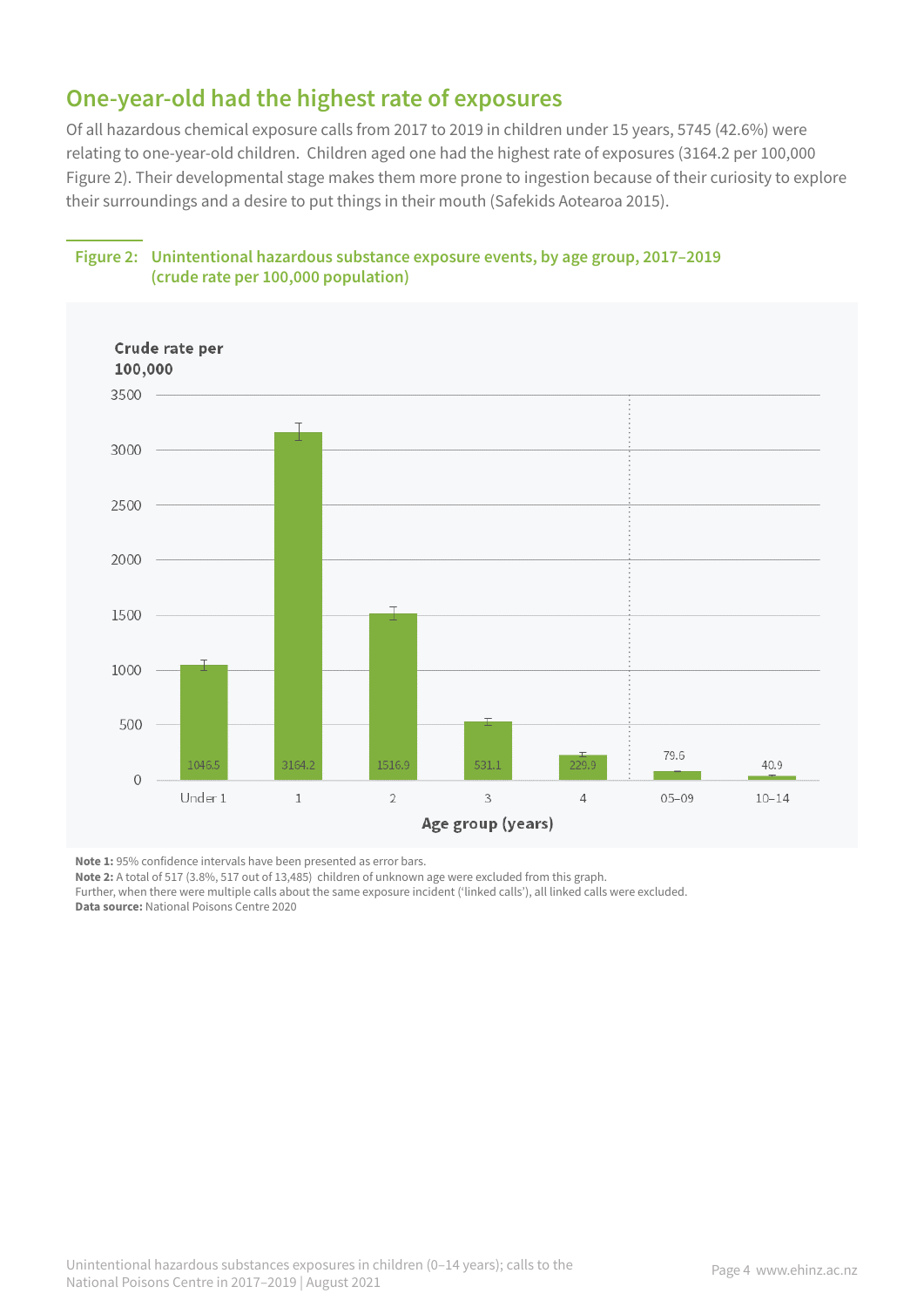## One-year-old had the highest rate of exposures

Of all hazardous chemical exposure calls from 2017 to 2019 in children under 15 years, 5745 (42.6%) were relating to one-year-old children. Children aged one had the highest rate of exposures (3164.2 per 100,000 Figure 2). Their developmental stage makes them more prone to ingestion because of their curiosity to explore their surroundings and a desire to put things in their mouth (Safekids Aotearoa 2015).

**Figure 2: Unintentional hazardous substance exposure events, by age group, 2017–2019 (crude rate per 100,000 population)**

| Age group (years) | Crude rate per 100,000 |
|---|---|
| Under 1 | 1046.5 |
| 1 | 3164.2 |
| 2 | 1516.9 |
| 3 | 531.1 |
| 4 | 229.9 |
| 05–09 | 79.6 |
| 10–14 | 40.9 |

**Note 1:** 95% confidence intervals have been presented as error bars.
**Note 2:** A total of 517 (3.8%, 517 out of 13,485) children of unknown age were excluded from this graph.
Further, when there were multiple calls about the same exposure incident ('linked calls'), all linked calls were excluded.
**Data source:** National Poisons Centre 2020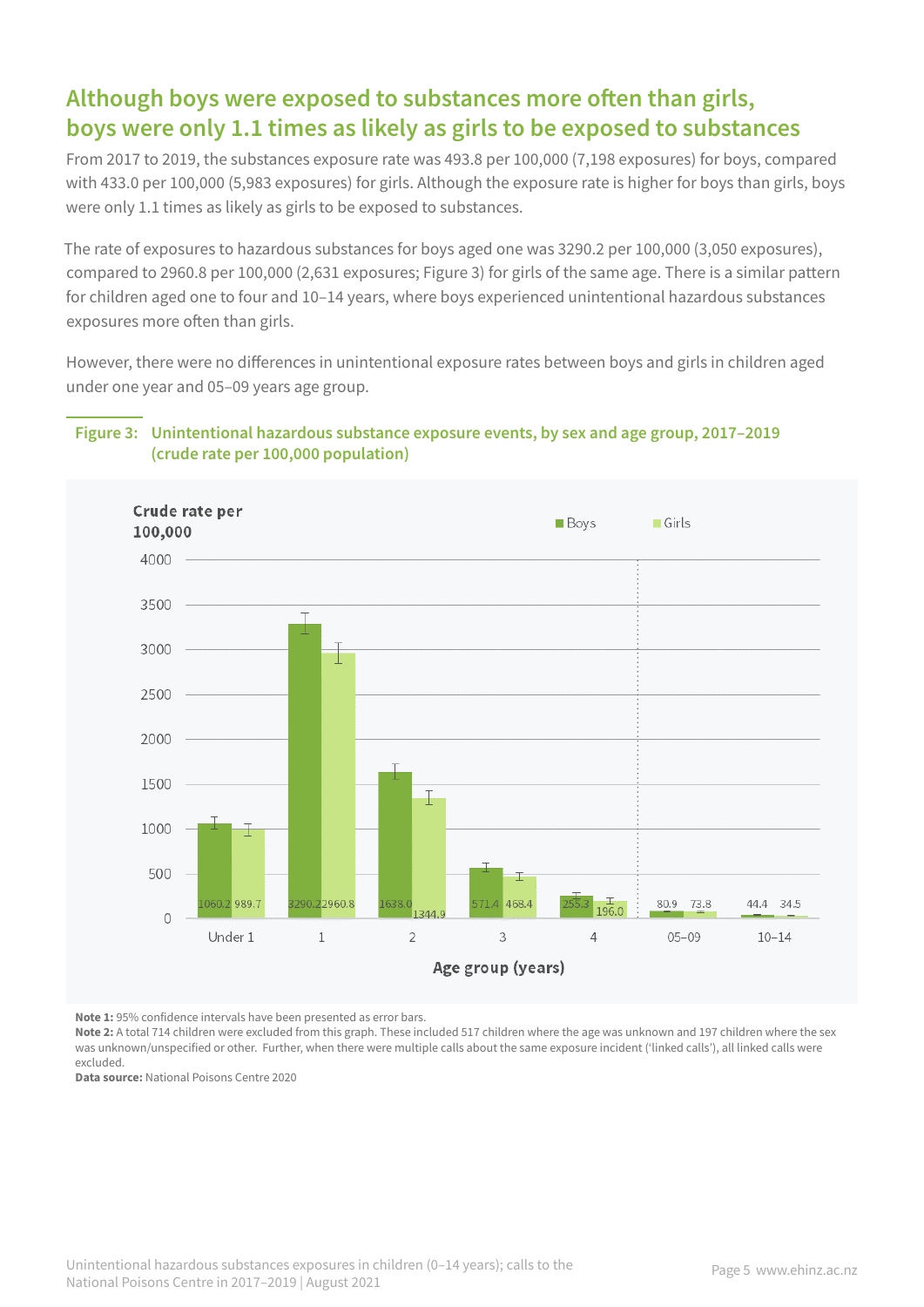## Although boys were exposed to substances more often than girls, boys were only 1.1 times as likely as girls to be exposed to substances

From 2017 to 2019, the substances exposure rate was 493.8 per 100,000 (7,198 exposures) for boys, compared with 433.0 per 100,000 (5,983 exposures) for girls. Although the exposure rate is higher for boys than girls, boys were only 1.1 times as likely as girls to be exposed to substances.

The rate of exposures to hazardous substances for boys aged one was 3290.2 per 100,000 (3,050 exposures), compared to 2960.8 per 100,000 (2,631 exposures; Figure 3) for girls of the same age. There is a similar pattern for children aged one to four and 10–14 years, where boys experienced unintentional hazardous substances exposures more often than girls.

However, there were no differences in unintentional exposure rates between boys and girls in children aged under one year and 05–09 years age group.

**Figure 3: Unintentional hazardous substance exposure events, by sex and age group, 2017–2019 (crude rate per 100,000 population)**

| Age group (years) | Boys | Girls |
|---|---|---|
| Under 1 | 1060.2 | 989.7 |
| 1 | 3290.2 | 2960.8 |
| 2 | 1638.0 | 1344.9 |
| 3 | 571.4 | 468.4 |
| 4 | 255.3 | 196.0 |
| 05–09 | 80.9 | 73.8 |
| 10–14 | 44.4 | 34.5 |

**Note 1:** 95% confidence intervals have been presented as error bars.

**Note 2:** A total 714 children were excluded from this graph. These included 517 children where the age was unknown and 197 children where the sex was unknown/unspecified or other. Further, when there were multiple calls about the same exposure incident ('linked calls'), all linked calls were excluded.

**Data source:** National Poisons Centre 2020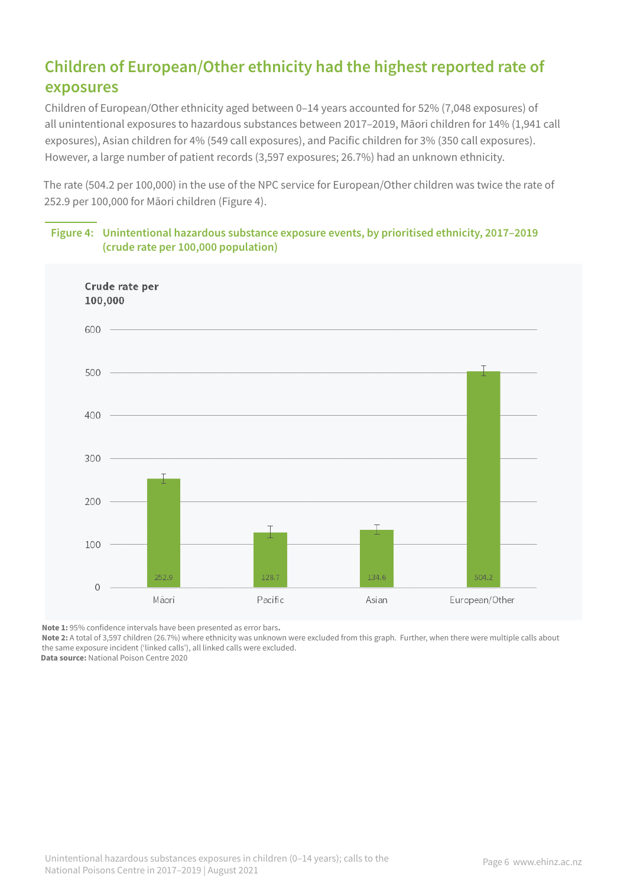## Children of European/Other ethnicity had the highest reported rate of exposures

Children of European/Other ethnicity aged between 0–14 years accounted for 52% (7,048 exposures) of all unintentional exposures to hazardous substances between 2017–2019, Māori children for 14% (1,941 call exposures), Asian children for 4% (549 call exposures), and Pacific children for 3% (350 call exposures). However, a large number of patient records (3,597 exposures; 26.7%) had an unknown ethnicity.

The rate (504.2 per 100,000) in the use of the NPC service for European/Other children was twice the rate of 252.9 per 100,000 for Māori children (Figure 4).

**Figure 4: Unintentional hazardous substance exposure events, by prioritised ethnicity, 2017–2019 (crude rate per 100,000 population)**

| Ethnicity | Crude rate per 100,000 |
|---|---|
| Māori | 252.9 |
| Pacific | 128.7 |
| Asian | 134.6 |
| European/Other | 504.2 |

**Note 1:** 95% confidence intervals have been presented as error bars.
**Note 2:** A total of 3,597 children (26.7%) where ethnicity was unknown were excluded from this graph. Further, when there were multiple calls about the same exposure incident ('linked calls'), all linked calls were excluded.
**Data source:** National Poison Centre 2020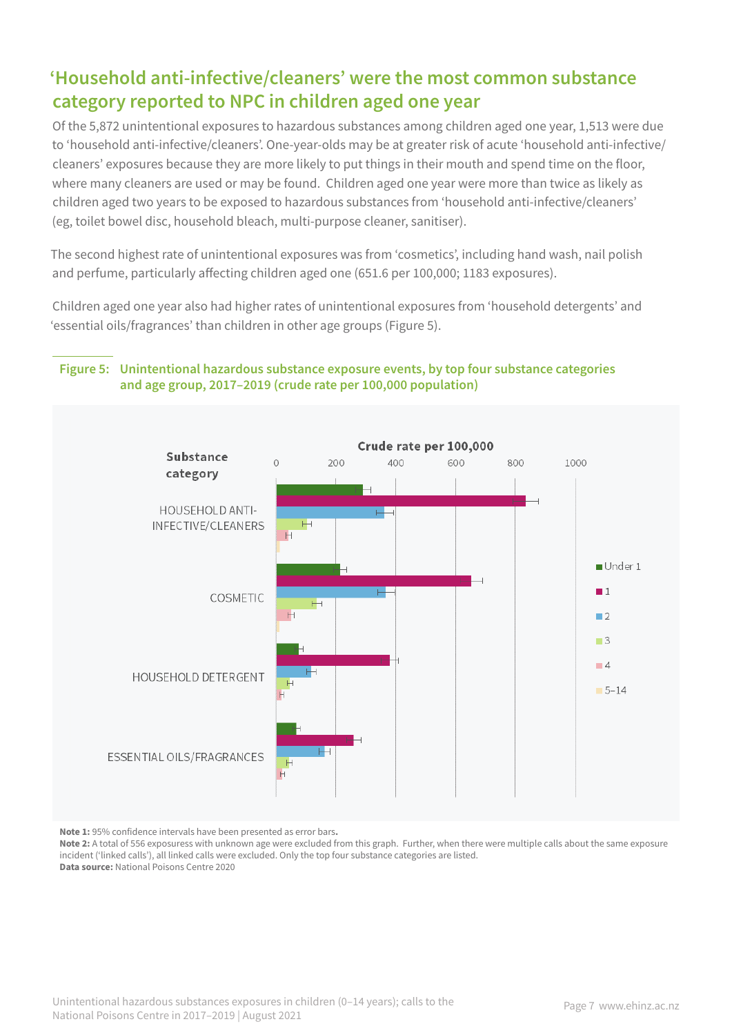## 'Household anti-infective/cleaners' were the most common substance category reported to NPC in children aged one year

Of the 5,872 unintentional exposures to hazardous substances among children aged one year, 1,513 were due to 'household anti-infective/cleaners'. One-year-olds may be at greater risk of acute 'household anti-infective/cleaners' exposures because they are more likely to put things in their mouth and spend time on the floor, where many cleaners are used or may be found. Children aged one year were more than twice as likely as children aged two years to be exposed to hazardous substances from 'household anti-infective/cleaners' (eg, toilet bowel disc, household bleach, multi-purpose cleaner, sanitiser).

The second highest rate of unintentional exposures was from 'cosmetics', including hand wash, nail polish and perfume, particularly affecting children aged one (651.6 per 100,000; 1183 exposures).

Children aged one year also had higher rates of unintentional exposures from 'household detergents' and 'essential oils/fragrances' than children in other age groups (Figure 5).

**Figure 5: Unintentional hazardous substance exposure events, by top four substance categories and age group, 2017–2019 (crude rate per 100,000 population)**

**Note 1:** 95% confidence intervals have been presented as error bars.
**Note 2:** A total of 556 exposuress with unknown age were excluded from this graph. Further, when there were multiple calls about the same exposure incident ('linked calls'), all linked calls were excluded. Only the top four substance categories are listed.
**Data source:** National Poisons Centre 2020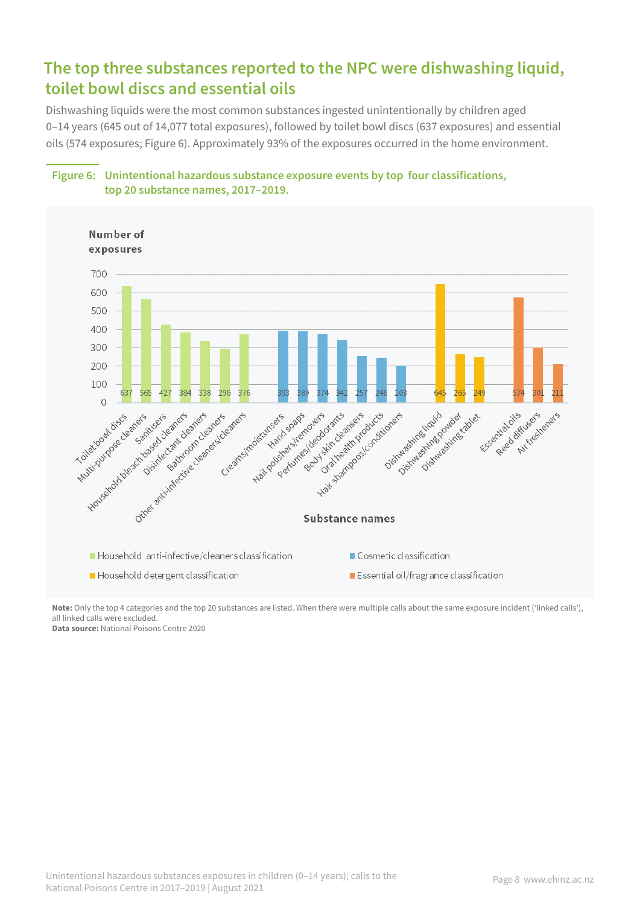## The top three substances reported to the NPC were dishwashing liquid, toilet bowl discs and essential oils

Dishwashing liquids were the most common substances ingested unintentionally by children aged 0–14 years (645 out of 14,077 total exposures), followed by toilet bowl discs (637 exposures) and essential oils (574 exposures; Figure 6). Approximately 93% of the exposures occurred in the home environment.

**Figure 6: Unintentional hazardous substance exposure events by top four classifications, top 20 substance names, 2017–2019.**

| Classification | Substance names | Number of exposures |
| --- | --- | --- |
| Household anti-infective/cleaners classification | Toilet bowl discs | 637 |
| Household anti-infective/cleaners classification | Multi-purpose cleaners | 565 |
| Household anti-infective/cleaners classification | Sanitisers | 427 |
| Household anti-infective/cleaners classification | Household bleach based cleaners | 384 |
| Household anti-infective/cleaners classification | Disinfectant cleaners | 338 |
| Household anti-infective/cleaners classification | Bathroom cleaners | 296 |
| Household anti-infective/cleaners classification | Other anti-infective cleaners/cleaners | 376 |
| Cosmetic classification | Creams/moisturisers | 393 |
| Cosmetic classification | Hand soaps | 389 |
| Cosmetic classification | Nail polishers/removers | 374 |
| Cosmetic classification | Perfumes/deodorants | 342 |
| Cosmetic classification | Body skin cleansers | 257 |
| Cosmetic classification | Oral health products | 246 |
| Cosmetic classification | Hair shampoos/conditioners | 203 |
| Household detergent classification | Dishwashing liquid | 645 |
| Household detergent classification | Dishwashing powder | 265 |
| Household detergent classification | Dishwashing tablet | 249 |
| Essential oil/fragrance classification | Essential oils | 574 |
| Essential oil/fragrance classification | Reed diffusers | 301 |
| Essential oil/fragrance classification | Air fresheners | 211 |

**Note:** Only the top 4 categories and the top 20 substances are listed. When there were multiple calls about the same exposure incident ('linked calls'), all linked calls were excluded.

**Data source:** National Poisons Centre 2020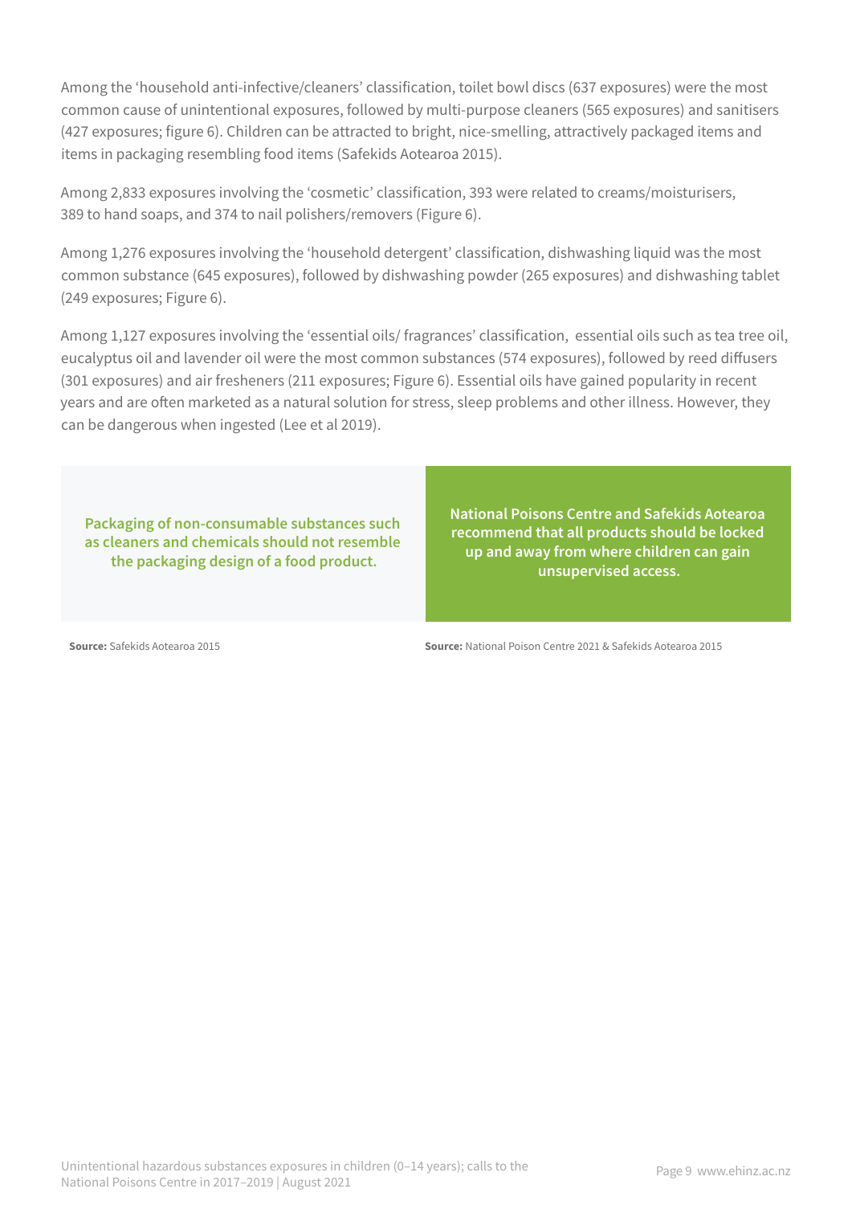Among the 'household anti-infective/cleaners' classification, toilet bowl discs (637 exposures) were the most common cause of unintentional exposures, followed by multi-purpose cleaners (565 exposures) and sanitisers (427 exposures; figure 6). Children can be attracted to bright, nice-smelling, attractively packaged items and items in packaging resembling food items (Safekids Aotearoa 2015).

Among 2,833 exposures involving the 'cosmetic' classification, 393 were related to creams/moisturisers, 389 to hand soaps, and 374 to nail polishers/removers (Figure 6).

Among 1,276 exposures involving the 'household detergent' classification, dishwashing liquid was the most common substance (645 exposures), followed by dishwashing powder (265 exposures) and dishwashing tablet (249 exposures; Figure 6).

Among 1,127 exposures involving the 'essential oils/ fragrances' classification, essential oils such as tea tree oil, eucalyptus oil and lavender oil were the most common substances (574 exposures), followed by reed diffusers (301 exposures) and air fresheners (211 exposures; Figure 6). Essential oils have gained popularity in recent years and are often marketed as a natural solution for stress, sleep problems and other illness. However, they can be dangerous when ingested (Lee et al 2019).

**Packaging of non-consumable substances such as cleaners and chemicals should not resemble the packaging design of a food product.**

**Source:** Safekids Aotearoa 2015

**National Poisons Centre and Safekids Aotearoa recommend that all products should be locked up and away from where children can gain unsupervised access.**

**Source:** National Poison Centre 2021 & Safekids Aotearoa 2015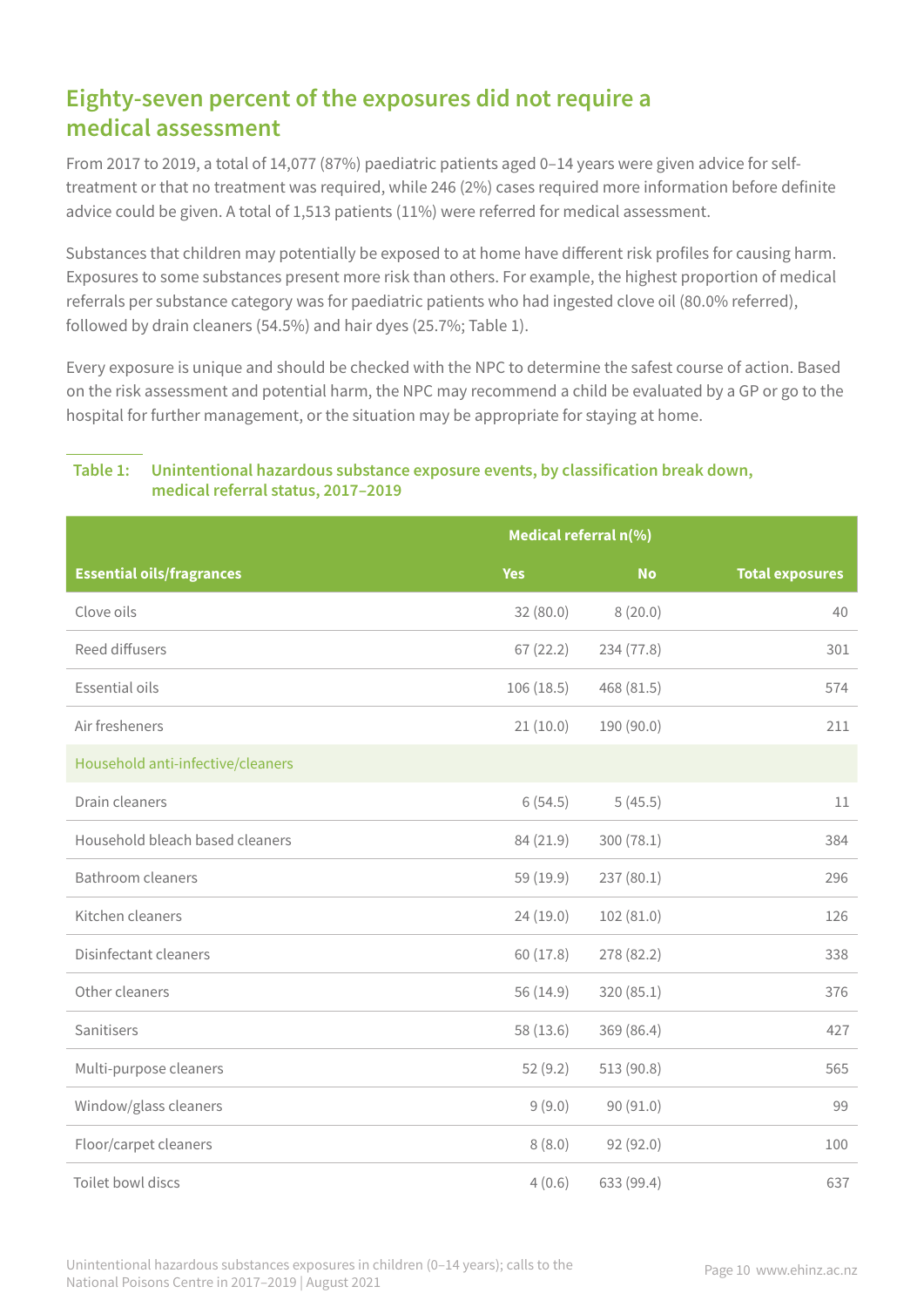## Eighty-seven percent of the exposures did not require a medical assessment

From 2017 to 2019, a total of 14,077 (87%) paediatric patients aged 0–14 years were given advice for self-treatment or that no treatment was required, while 246 (2%) cases required more information before definite advice could be given. A total of 1,513 patients (11%) were referred for medical assessment.

Substances that children may potentially be exposed to at home have different risk profiles for causing harm. Exposures to some substances present more risk than others. For example, the highest proportion of medical referrals per substance category was for paediatric patients who had ingested clove oil (80.0% referred), followed by drain cleaners (54.5%) and hair dyes (25.7%; Table 1).

Every exposure is unique and should be checked with the NPC to determine the safest course of action. Based on the risk assessment and potential harm, the NPC may recommend a child be evaluated by a GP or go to the hospital for further management, or the situation may be appropriate for staying at home.

**Table 1: Unintentional hazardous substance exposure events, by classification break down, medical referral status, 2017–2019**

| | Medical referral n(%) | | |
|---|---|---|---|
| **Essential oils/fragrances** | **Yes** | **No** | **Total exposures** |
| Clove oils | 32 (80.0) | 8 (20.0) | 40 |
| Reed diffusers | 67 (22.2) | 234 (77.8) | 301 |
| Essential oils | 106 (18.5) | 468 (81.5) | 574 |
| Air fresheners | 21 (10.0) | 190 (90.0) | 211 |
| Household anti-infective/cleaners | | | |
| Drain cleaners | 6 (54.5) | 5 (45.5) | 11 |
| Household bleach based cleaners | 84 (21.9) | 300 (78.1) | 384 |
| Bathroom cleaners | 59 (19.9) | 237 (80.1) | 296 |
| Kitchen cleaners | 24 (19.0) | 102 (81.0) | 126 |
| Disinfectant cleaners | 60 (17.8) | 278 (82.2) | 338 |
| Other cleaners | 56 (14.9) | 320 (85.1) | 376 |
| Sanitisers | 58 (13.6) | 369 (86.4) | 427 |
| Multi-purpose cleaners | 52 (9.2) | 513 (90.8) | 565 |
| Window/glass cleaners | 9 (9.0) | 90 (91.0) | 99 |
| Floor/carpet cleaners | 8 (8.0) | 92 (92.0) | 100 |
| Toilet bowl discs | 4 (0.6) | 633 (99.4) | 637 |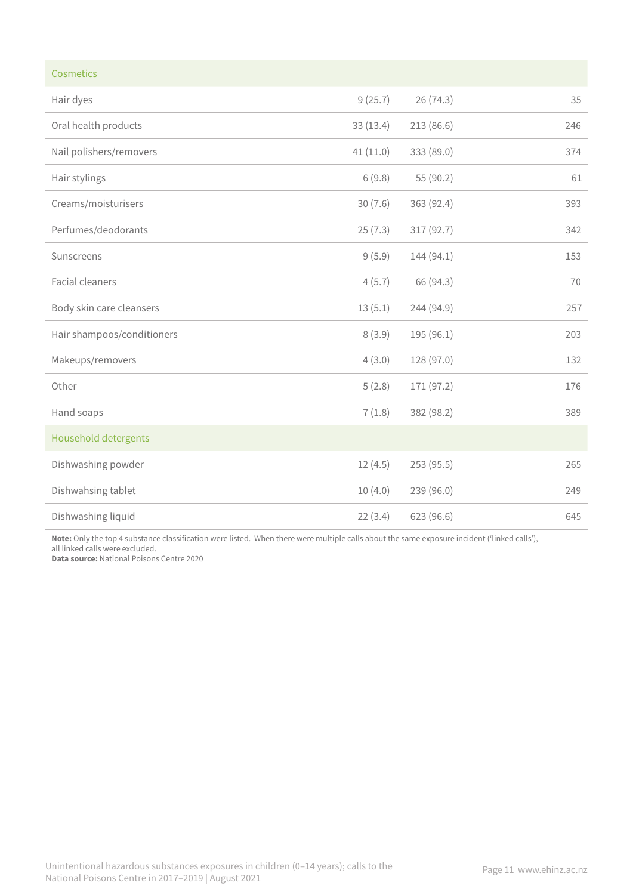| | | | |
|---|---|---|---|
| **Cosmetics** | | | |
| Hair dyes | 9 (25.7) | 26 (74.3) | 35 |
| Oral health products | 33 (13.4) | 213 (86.6) | 246 |
| Nail polishers/removers | 41 (11.0) | 333 (89.0) | 374 |
| Hair stylings | 6 (9.8) | 55 (90.2) | 61 |
| Creams/moisturisers | 30 (7.6) | 363 (92.4) | 393 |
| Perfumes/deodorants | 25 (7.3) | 317 (92.7) | 342 |
| Sunscreens | 9 (5.9) | 144 (94.1) | 153 |
| Facial cleaners | 4 (5.7) | 66 (94.3) | 70 |
| Body skin care cleansers | 13 (5.1) | 244 (94.9) | 257 |
| Hair shampoos/conditioners | 8 (3.9) | 195 (96.1) | 203 |
| Makeups/removers | 4 (3.0) | 128 (97.0) | 132 |
| Other | 5 (2.8) | 171 (97.2) | 176 |
| Hand soaps | 7 (1.8) | 382 (98.2) | 389 |
| **Household detergents** | | | |
| Dishwashing powder | 12 (4.5) | 253 (95.5) | 265 |
| Dishwahsing tablet | 10 (4.0) | 239 (96.0) | 249 |
| Dishwashing liquid | 22 (3.4) | 623 (96.6) | 645 |

**Note:** Only the top 4 substance classification were listed. When there were multiple calls about the same exposure incident ('linked calls'), all linked calls were excluded.
**Data source:** National Poisons Centre 2020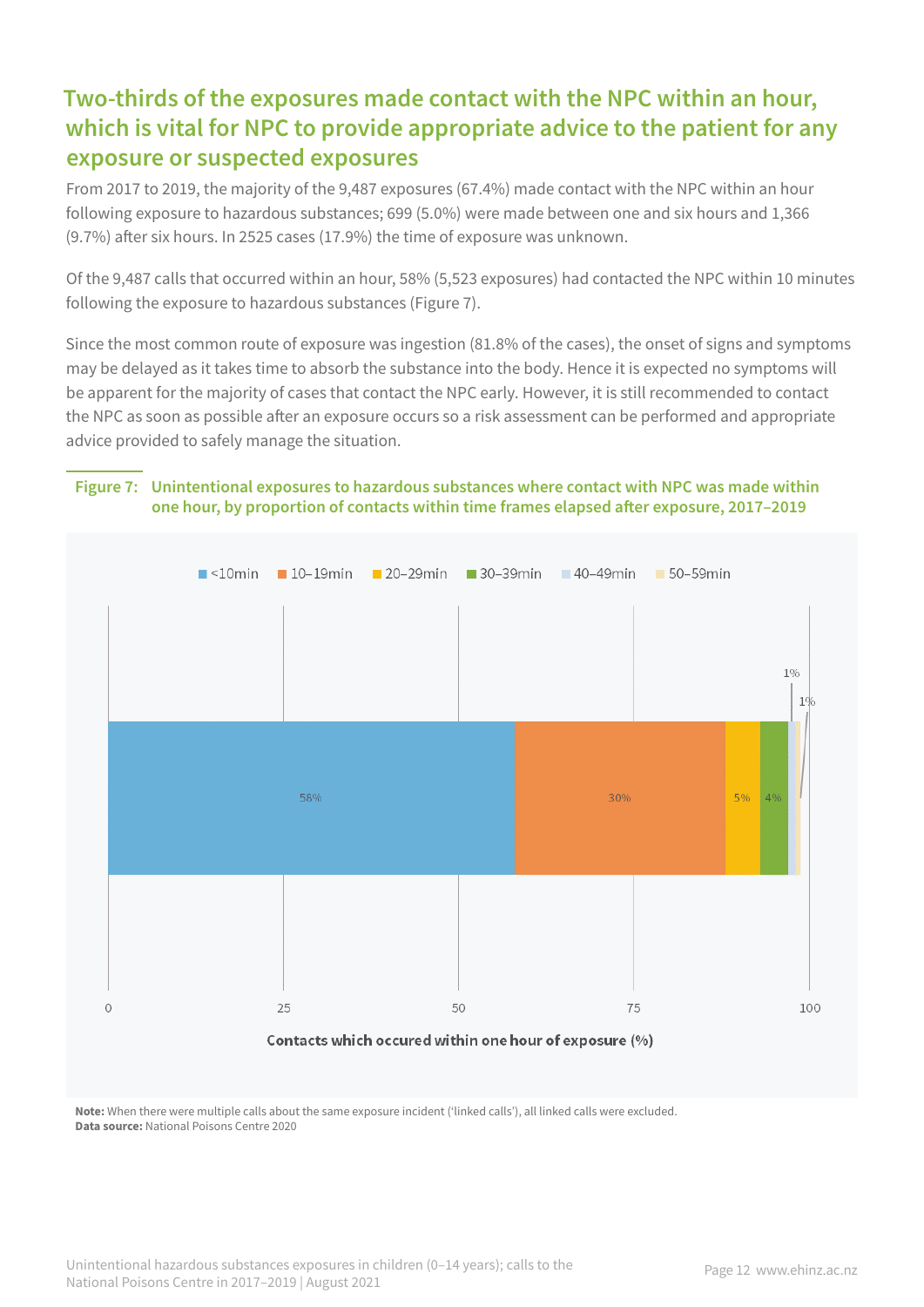## Two-thirds of the exposures made contact with the NPC within an hour, which is vital for NPC to provide appropriate advice to the patient for any exposure or suspected exposures

From 2017 to 2019, the majority of the 9,487 exposures (67.4%) made contact with the NPC within an hour following exposure to hazardous substances; 699 (5.0%) were made between one and six hours and 1,366 (9.7%) after six hours. In 2525 cases (17.9%) the time of exposure was unknown.

Of the 9,487 calls that occurred within an hour, 58% (5,523 exposures) had contacted the NPC within 10 minutes following the exposure to hazardous substances (Figure 7).

Since the most common route of exposure was ingestion (81.8% of the cases), the onset of signs and symptoms may be delayed as it takes time to absorb the substance into the body. Hence it is expected no symptoms will be apparent for the majority of cases that contact the NPC early. However, it is still recommended to contact the NPC as soon as possible after an exposure occurs so a risk assessment can be performed and appropriate advice provided to safely manage the situation.

**Figure 7: Unintentional exposures to hazardous substances where contact with NPC was made within one hour, by proportion of contacts within time frames elapsed after exposure, 2017–2019**

| Time elapsed after exposure | Contacts which occured within one hour of exposure (%) |
| --- | --- |
| <10min | 58% |
| 10–19min | 30% |
| 20–29min | 5% |
| 30–39min | 4% |
| 40–49min | 1% |
| 50–59min | 1% |

**Note:** When there were multiple calls about the same exposure incident ('linked calls'), all linked calls were excluded.
**Data source:** National Poisons Centre 2020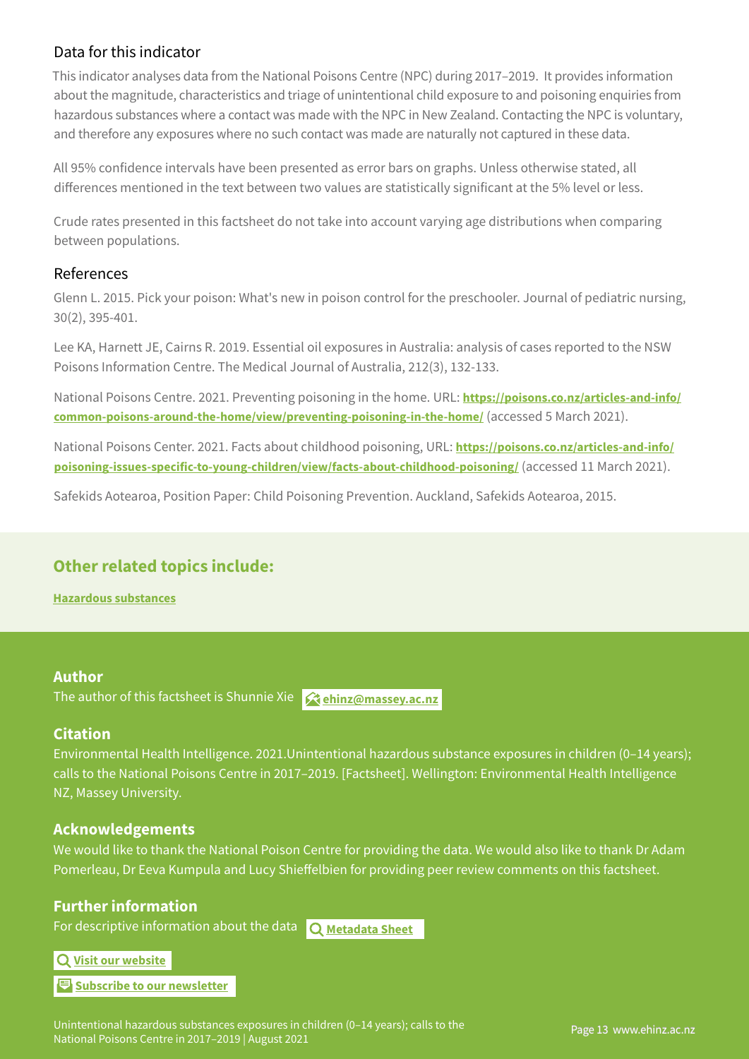## Data for this indicator

This indicator analyses data from the National Poisons Centre (NPC) during 2017–2019. It provides information about the magnitude, characteristics and triage of unintentional child exposure to and poisoning enquiries from hazardous substances where a contact was made with the NPC in New Zealand. Contacting the NPC is voluntary, and therefore any exposures where no such contact was made are naturally not captured in these data.

All 95% confidence intervals have been presented as error bars on graphs. Unless otherwise stated, all differences mentioned in the text between two values are statistically significant at the 5% level or less.

Crude rates presented in this factsheet do not take into account varying age distributions when comparing between populations.

## References

Glenn L. 2015. Pick your poison: What's new in poison control for the preschooler. Journal of pediatric nursing, 30(2), 395-401.

Lee KA, Harnett JE, Cairns R. 2019. Essential oil exposures in Australia: analysis of cases reported to the NSW Poisons Information Centre. The Medical Journal of Australia, 212(3), 132-133.

National Poisons Centre. 2021. Preventing poisoning in the home. URL: **https://poisons.co.nz/articles-and-info/common-poisons-around-the-home/view/preventing-poisoning-in-the-home/** (accessed 5 March 2021).

National Poisons Center. 2021. Facts about childhood poisoning, URL: **https://poisons.co.nz/articles-and-info/poisoning-issues-specific-to-young-children/view/facts-about-childhood-poisoning/** (accessed 11 March 2021).

Safekids Aotearoa, Position Paper: Child Poisoning Prevention. Auckland, Safekids Aotearoa, 2015.

## Other related topics include:

**Hazardous substances**

### Author

The author of this factsheet is Shunnie Xie **ehinz@massey.ac.nz**

### Citation

Environmental Health Intelligence. 2021.Unintentional hazardous substance exposures in children (0–14 years); calls to the National Poisons Centre in 2017–2019. [Factsheet]. Wellington: Environmental Health Intelligence NZ, Massey University.

### Acknowledgements

We would like to thank the National Poison Centre for providing the data. We would also like to thank Dr Adam Pomerleau, Dr Eeva Kumpula and Lucy Shieffelbien for providing peer review comments on this factsheet.

### Further information

For descriptive information about the data **Metadata Sheet**

**Visit our website**

**Subscribe to our newsletter**